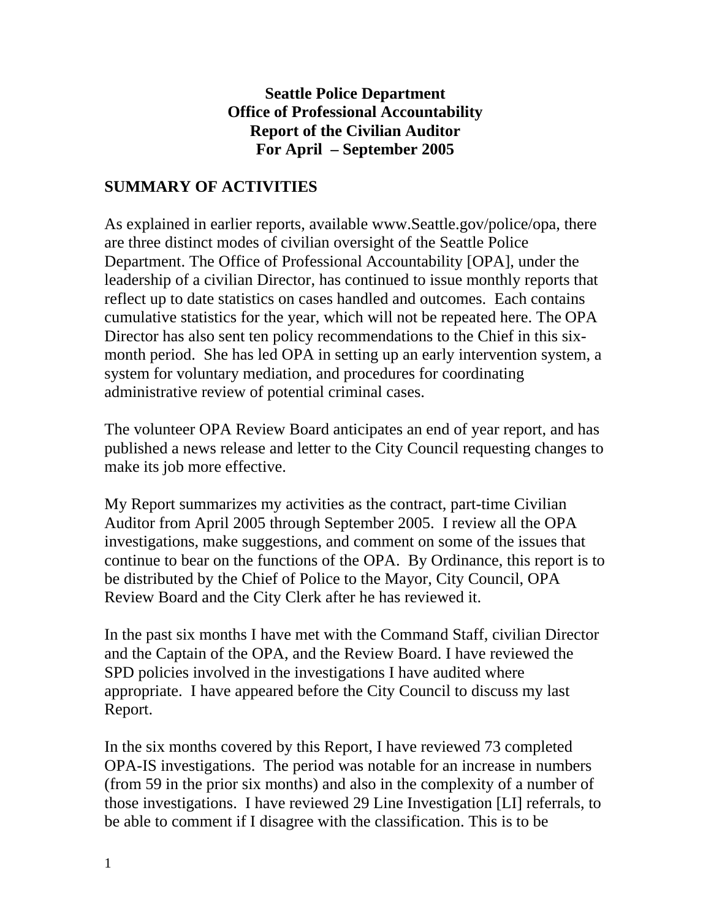**Seattle Police Department**
**Office of Professional Accountability**
**Report of the Civilian Auditor**
**For April – September 2005**

## SUMMARY OF ACTIVITIES

As explained in earlier reports, available www.Seattle.gov/police/opa, there are three distinct modes of civilian oversight of the Seattle Police Department. The Office of Professional Accountability [OPA], under the leadership of a civilian Director, has continued to issue monthly reports that reflect up to date statistics on cases handled and outcomes. Each contains cumulative statistics for the year, which will not be repeated here. The OPA Director has also sent ten policy recommendations to the Chief in this six-month period. She has led OPA in setting up an early intervention system, a system for voluntary mediation, and procedures for coordinating administrative review of potential criminal cases.

The volunteer OPA Review Board anticipates an end of year report, and has published a news release and letter to the City Council requesting changes to make its job more effective.

My Report summarizes my activities as the contract, part-time Civilian Auditor from April 2005 through September 2005. I review all the OPA investigations, make suggestions, and comment on some of the issues that continue to bear on the functions of the OPA. By Ordinance, this report is to be distributed by the Chief of Police to the Mayor, City Council, OPA Review Board and the City Clerk after he has reviewed it.

In the past six months I have met with the Command Staff, civilian Director and the Captain of the OPA, and the Review Board. I have reviewed the SPD policies involved in the investigations I have audited where appropriate. I have appeared before the City Council to discuss my last Report.

In the six months covered by this Report, I have reviewed 73 completed OPA-IS investigations. The period was notable for an increase in numbers (from 59 in the prior six months) and also in the complexity of a number of those investigations. I have reviewed 29 Line Investigation [LI] referrals, to be able to comment if I disagree with the classification. This is to be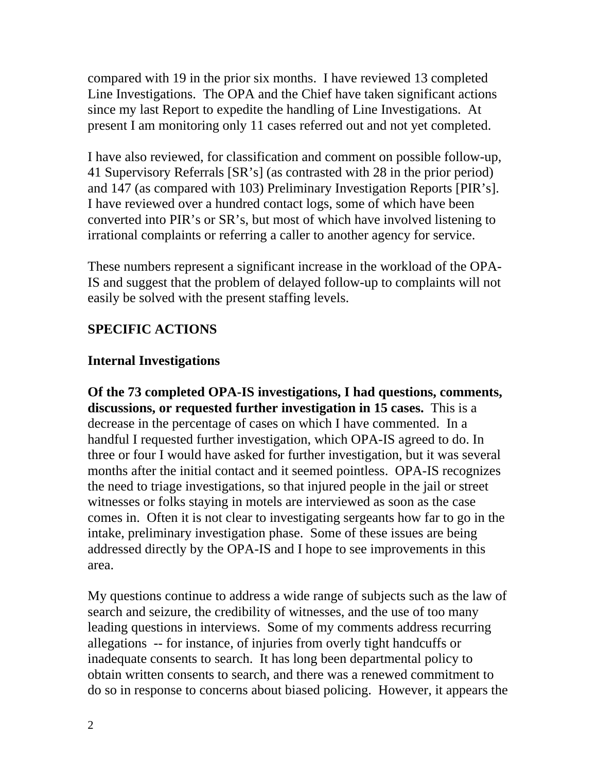compared with 19 in the prior six months. I have reviewed 13 completed Line Investigations. The OPA and the Chief have taken significant actions since my last Report to expedite the handling of Line Investigations. At present I am monitoring only 11 cases referred out and not yet completed.

I have also reviewed, for classification and comment on possible follow-up, 41 Supervisory Referrals [SR's] (as contrasted with 28 in the prior period) and 147 (as compared with 103) Preliminary Investigation Reports [PIR's]. I have reviewed over a hundred contact logs, some of which have been converted into PIR's or SR's, but most of which have involved listening to irrational complaints or referring a caller to another agency for service.

These numbers represent a significant increase in the workload of the OPA-IS and suggest that the problem of delayed follow-up to complaints will not easily be solved with the present staffing levels.

## SPECIFIC ACTIONS

### Internal Investigations

**Of the 73 completed OPA-IS investigations, I had questions, comments, discussions, or requested further investigation in 15 cases.** This is a decrease in the percentage of cases on which I have commented. In a handful I requested further investigation, which OPA-IS agreed to do. In three or four I would have asked for further investigation, but it was several months after the initial contact and it seemed pointless. OPA-IS recognizes the need to triage investigations, so that injured people in the jail or street witnesses or folks staying in motels are interviewed as soon as the case comes in. Often it is not clear to investigating sergeants how far to go in the intake, preliminary investigation phase. Some of these issues are being addressed directly by the OPA-IS and I hope to see improvements in this area.

My questions continue to address a wide range of subjects such as the law of search and seizure, the credibility of witnesses, and the use of too many leading questions in interviews. Some of my comments address recurring allegations -- for instance, of injuries from overly tight handcuffs or inadequate consents to search. It has long been departmental policy to obtain written consents to search, and there was a renewed commitment to do so in response to concerns about biased policing. However, it appears the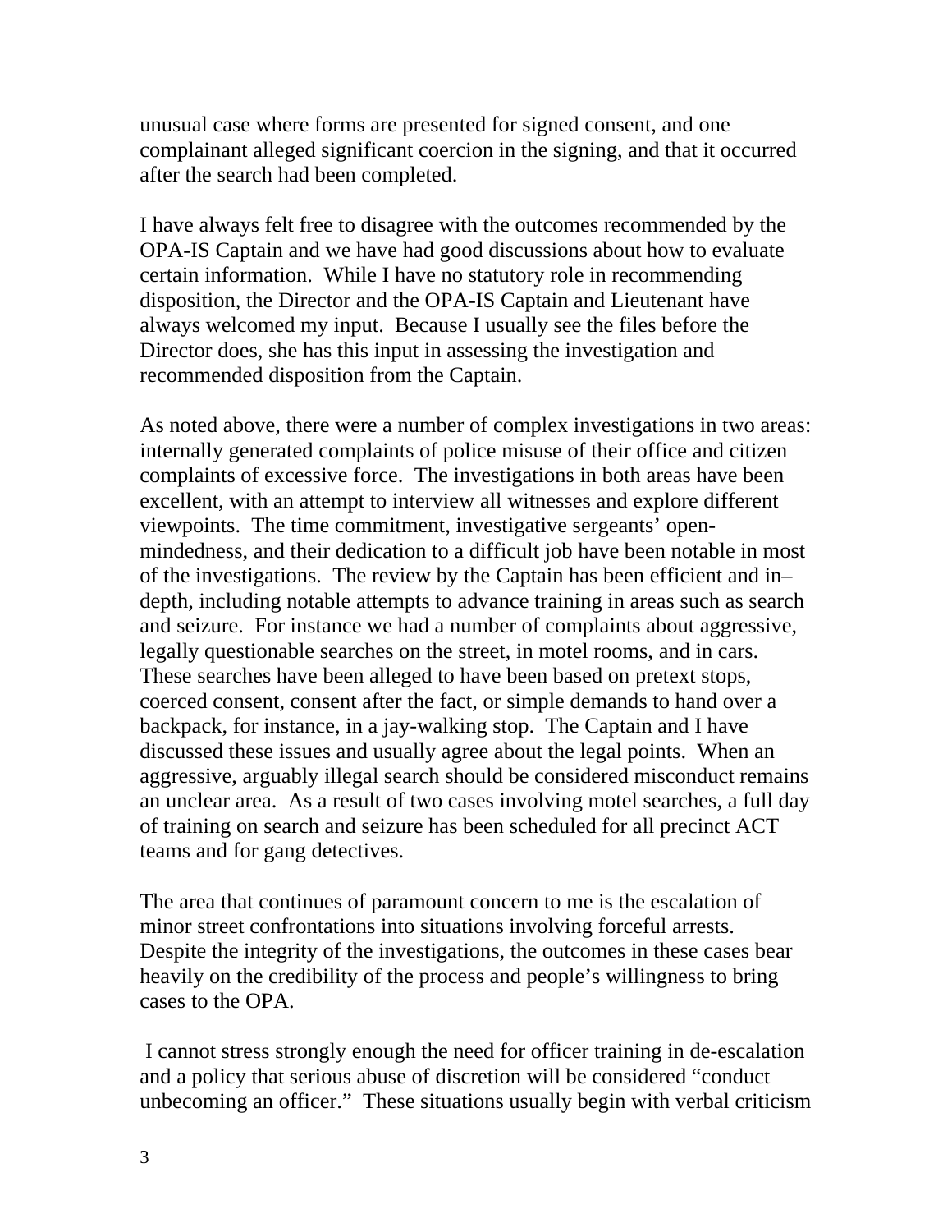unusual case where forms are presented for signed consent, and one complainant alleged significant coercion in the signing, and that it occurred after the search had been completed.

I have always felt free to disagree with the outcomes recommended by the OPA-IS Captain and we have had good discussions about how to evaluate certain information. While I have no statutory role in recommending disposition, the Director and the OPA-IS Captain and Lieutenant have always welcomed my input. Because I usually see the files before the Director does, she has this input in assessing the investigation and recommended disposition from the Captain.

As noted above, there were a number of complex investigations in two areas: internally generated complaints of police misuse of their office and citizen complaints of excessive force. The investigations in both areas have been excellent, with an attempt to interview all witnesses and explore different viewpoints. The time commitment, investigative sergeants' open-mindedness, and their dedication to a difficult job have been notable in most of the investigations. The review by the Captain has been efficient and in–depth, including notable attempts to advance training in areas such as search and seizure. For instance we had a number of complaints about aggressive, legally questionable searches on the street, in motel rooms, and in cars. These searches have been alleged to have been based on pretext stops, coerced consent, consent after the fact, or simple demands to hand over a backpack, for instance, in a jay-walking stop. The Captain and I have discussed these issues and usually agree about the legal points. When an aggressive, arguably illegal search should be considered misconduct remains an unclear area. As a result of two cases involving motel searches, a full day of training on search and seizure has been scheduled for all precinct ACT teams and for gang detectives.

The area that continues of paramount concern to me is the escalation of minor street confrontations into situations involving forceful arrests. Despite the integrity of the investigations, the outcomes in these cases bear heavily on the credibility of the process and people's willingness to bring cases to the OPA.

I cannot stress strongly enough the need for officer training in de-escalation and a policy that serious abuse of discretion will be considered "conduct unbecoming an officer." These situations usually begin with verbal criticism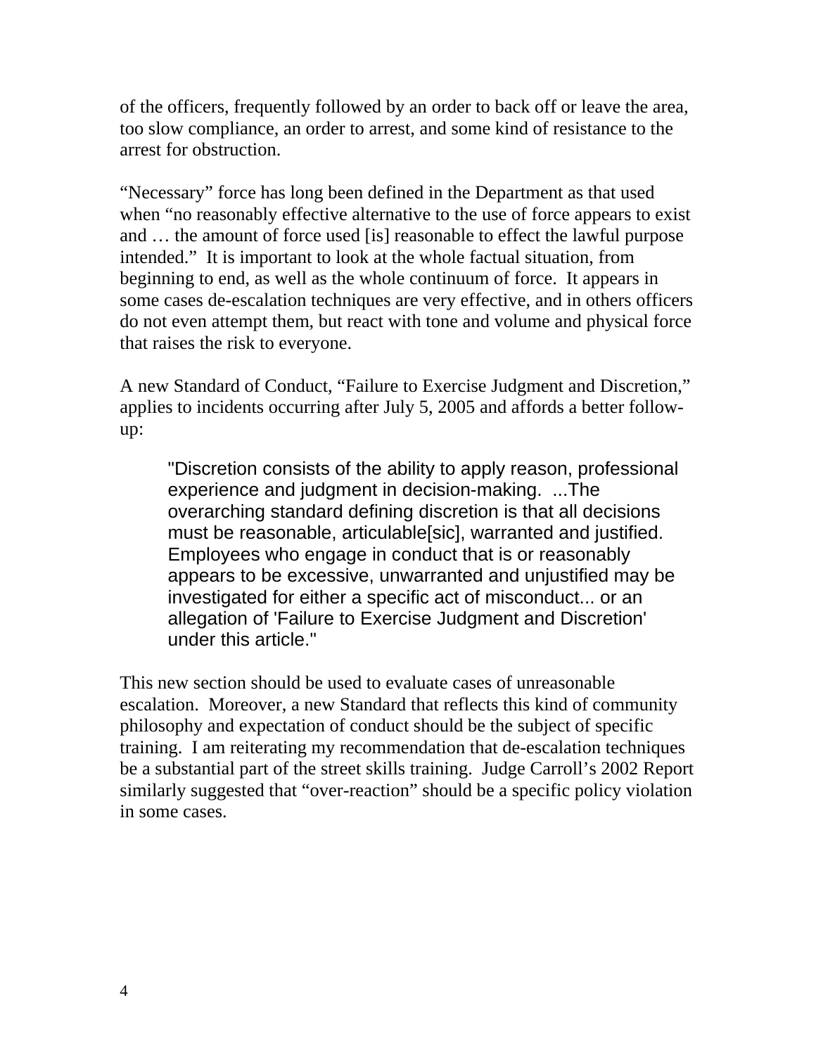of the officers, frequently followed by an order to back off or leave the area, too slow compliance, an order to arrest, and some kind of resistance to the arrest for obstruction.

"Necessary" force has long been defined in the Department as that used when "no reasonably effective alternative to the use of force appears to exist and … the amount of force used [is] reasonable to effect the lawful purpose intended." It is important to look at the whole factual situation, from beginning to end, as well as the whole continuum of force. It appears in some cases de-escalation techniques are very effective, and in others officers do not even attempt them, but react with tone and volume and physical force that raises the risk to everyone.

A new Standard of Conduct, "Failure to Exercise Judgment and Discretion," applies to incidents occurring after July 5, 2005 and affords a better follow-up:

> "Discretion consists of the ability to apply reason, professional experience and judgment in decision-making. ...The overarching standard defining discretion is that all decisions must be reasonable, articulable[sic], warranted and justified. Employees who engage in conduct that is or reasonably appears to be excessive, unwarranted and unjustified may be investigated for either a specific act of misconduct... or an allegation of 'Failure to Exercise Judgment and Discretion' under this article."

This new section should be used to evaluate cases of unreasonable escalation. Moreover, a new Standard that reflects this kind of community philosophy and expectation of conduct should be the subject of specific training. I am reiterating my recommendation that de-escalation techniques be a substantial part of the street skills training. Judge Carroll's 2002 Report similarly suggested that "over-reaction" should be a specific policy violation in some cases.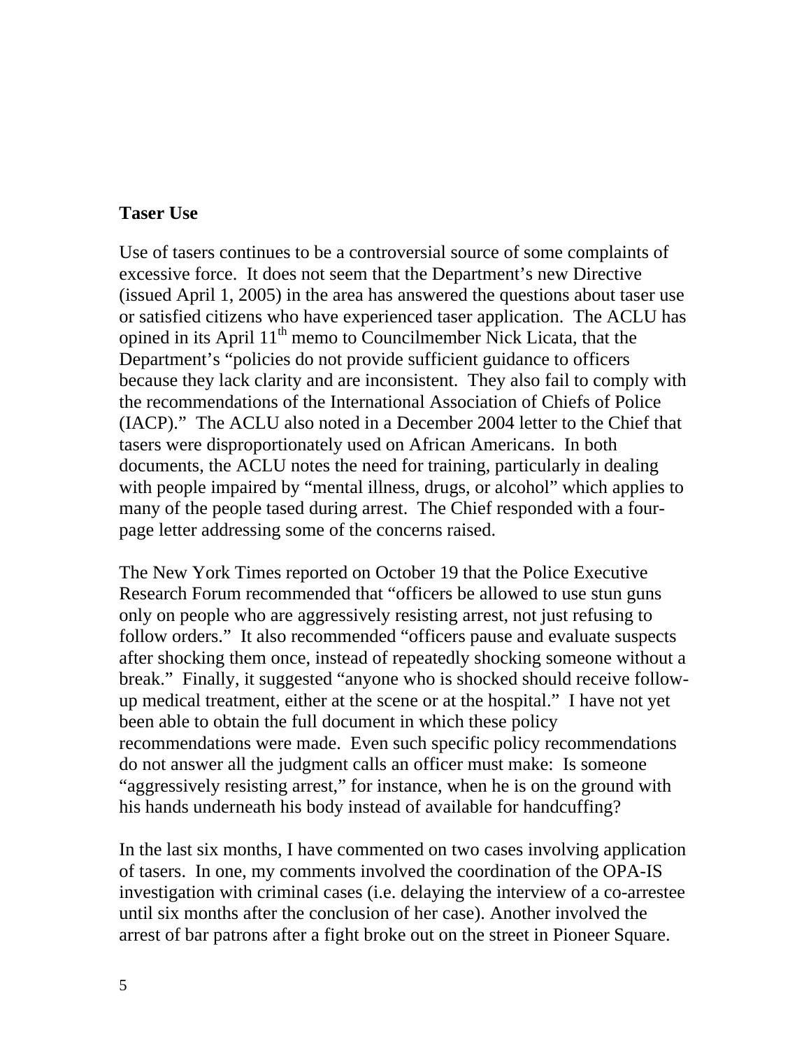**Taser Use**

Use of tasers continues to be a controversial source of some complaints of excessive force. It does not seem that the Department's new Directive (issued April 1, 2005) in the area has answered the questions about taser use or satisfied citizens who have experienced taser application. The ACLU has opined in its April 11th memo to Councilmember Nick Licata, that the Department's "policies do not provide sufficient guidance to officers because they lack clarity and are inconsistent. They also fail to comply with the recommendations of the International Association of Chiefs of Police (IACP)." The ACLU also noted in a December 2004 letter to the Chief that tasers were disproportionately used on African Americans. In both documents, the ACLU notes the need for training, particularly in dealing with people impaired by "mental illness, drugs, or alcohol" which applies to many of the people tased during arrest. The Chief responded with a four-page letter addressing some of the concerns raised.

The New York Times reported on October 19 that the Police Executive Research Forum recommended that "officers be allowed to use stun guns only on people who are aggressively resisting arrest, not just refusing to follow orders." It also recommended "officers pause and evaluate suspects after shocking them once, instead of repeatedly shocking someone without a break." Finally, it suggested "anyone who is shocked should receive follow-up medical treatment, either at the scene or at the hospital." I have not yet been able to obtain the full document in which these policy recommendations were made. Even such specific policy recommendations do not answer all the judgment calls an officer must make: Is someone "aggressively resisting arrest," for instance, when he is on the ground with his hands underneath his body instead of available for handcuffing?

In the last six months, I have commented on two cases involving application of tasers. In one, my comments involved the coordination of the OPA-IS investigation with criminal cases (i.e. delaying the interview of a co-arrestee until six months after the conclusion of her case). Another involved the arrest of bar patrons after a fight broke out on the street in Pioneer Square.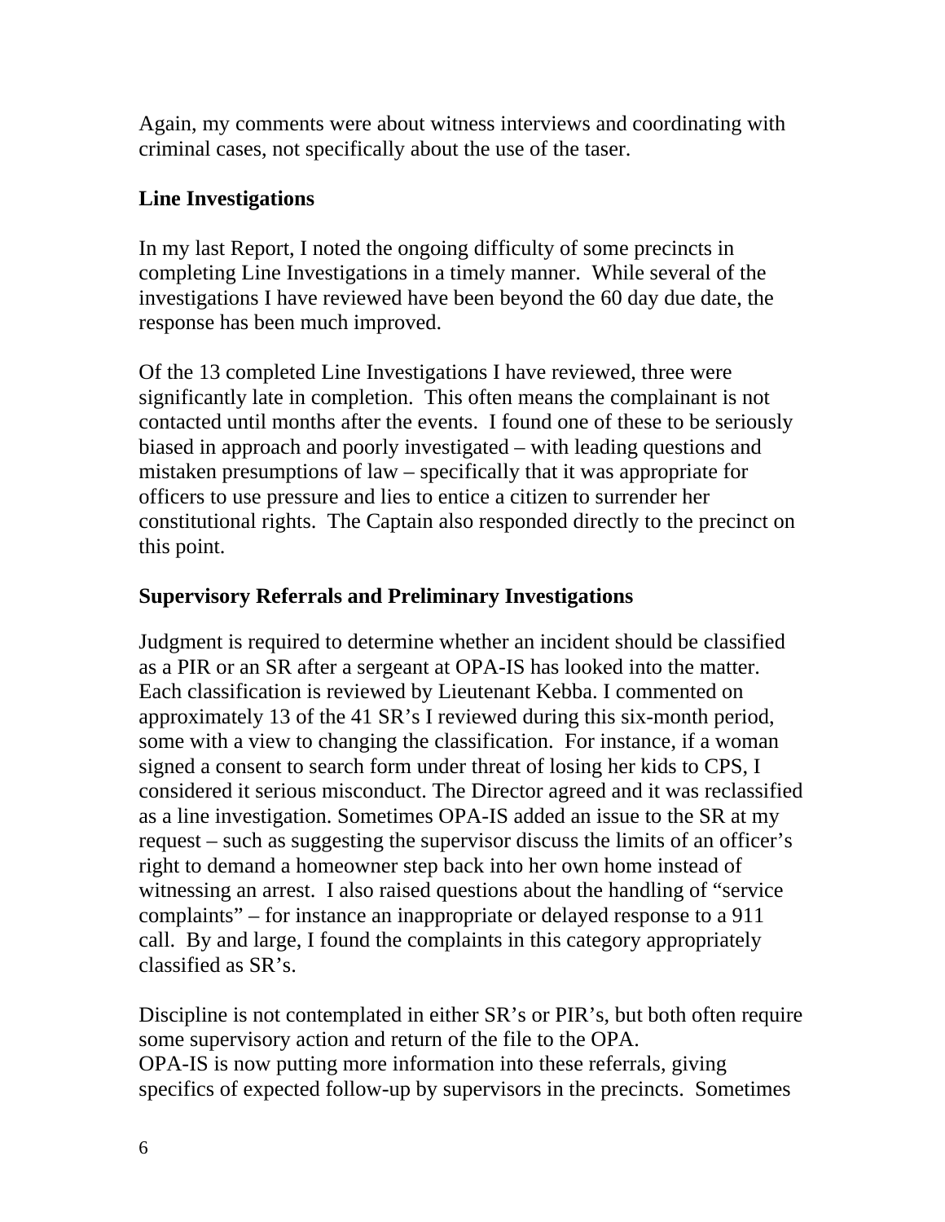Again, my comments were about witness interviews and coordinating with criminal cases, not specifically about the use of the taser.

## Line Investigations

In my last Report, I noted the ongoing difficulty of some precincts in completing Line Investigations in a timely manner. While several of the investigations I have reviewed have been beyond the 60 day due date, the response has been much improved.

Of the 13 completed Line Investigations I have reviewed, three were significantly late in completion. This often means the complainant is not contacted until months after the events. I found one of these to be seriously biased in approach and poorly investigated – with leading questions and mistaken presumptions of law – specifically that it was appropriate for officers to use pressure and lies to entice a citizen to surrender her constitutional rights. The Captain also responded directly to the precinct on this point.

## Supervisory Referrals and Preliminary Investigations

Judgment is required to determine whether an incident should be classified as a PIR or an SR after a sergeant at OPA-IS has looked into the matter. Each classification is reviewed by Lieutenant Kebba. I commented on approximately 13 of the 41 SR's I reviewed during this six-month period, some with a view to changing the classification. For instance, if a woman signed a consent to search form under threat of losing her kids to CPS, I considered it serious misconduct. The Director agreed and it was reclassified as a line investigation. Sometimes OPA-IS added an issue to the SR at my request – such as suggesting the supervisor discuss the limits of an officer's right to demand a homeowner step back into her own home instead of witnessing an arrest. I also raised questions about the handling of "service complaints" – for instance an inappropriate or delayed response to a 911 call. By and large, I found the complaints in this category appropriately classified as SR's.

Discipline is not contemplated in either SR's or PIR's, but both often require some supervisory action and return of the file to the OPA.
OPA-IS is now putting more information into these referrals, giving specifics of expected follow-up by supervisors in the precincts. Sometimes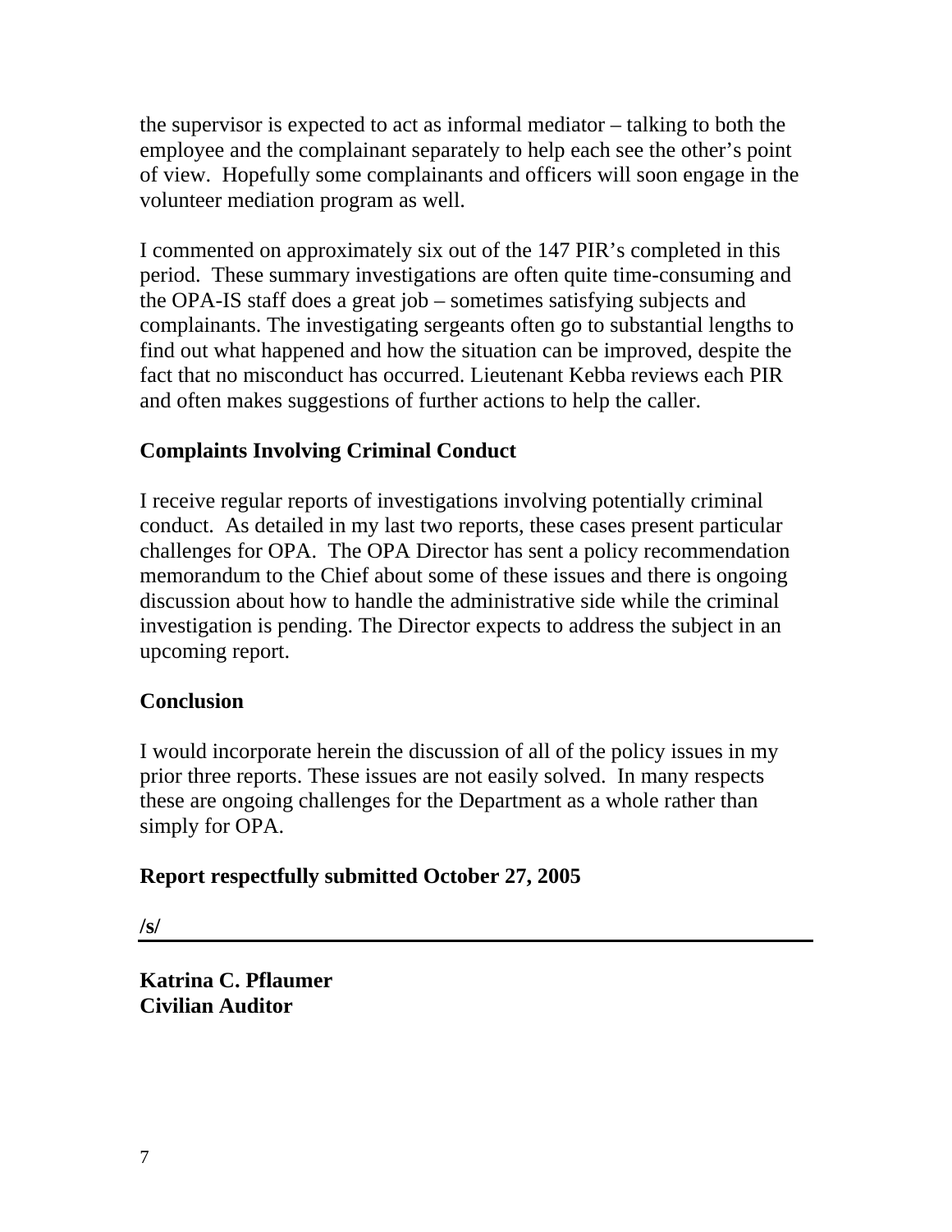the supervisor is expected to act as informal mediator – talking to both the employee and the complainant separately to help each see the other's point of view. Hopefully some complainants and officers will soon engage in the volunteer mediation program as well.

I commented on approximately six out of the 147 PIR's completed in this period. These summary investigations are often quite time-consuming and the OPA-IS staff does a great job – sometimes satisfying subjects and complainants. The investigating sergeants often go to substantial lengths to find out what happened and how the situation can be improved, despite the fact that no misconduct has occurred. Lieutenant Kebba reviews each PIR and often makes suggestions of further actions to help the caller.

## Complaints Involving Criminal Conduct

I receive regular reports of investigations involving potentially criminal conduct. As detailed in my last two reports, these cases present particular challenges for OPA. The OPA Director has sent a policy recommendation memorandum to the Chief about some of these issues and there is ongoing discussion about how to handle the administrative side while the criminal investigation is pending. The Director expects to address the subject in an upcoming report.

## Conclusion

I would incorporate herein the discussion of all of the policy issues in my prior three reports. These issues are not easily solved. In many respects these are ongoing challenges for the Department as a whole rather than simply for OPA.

**Report respectfully submitted October 27, 2005**

**/s/**

**Katrina C. Pflaumer**
**Civilian Auditor**